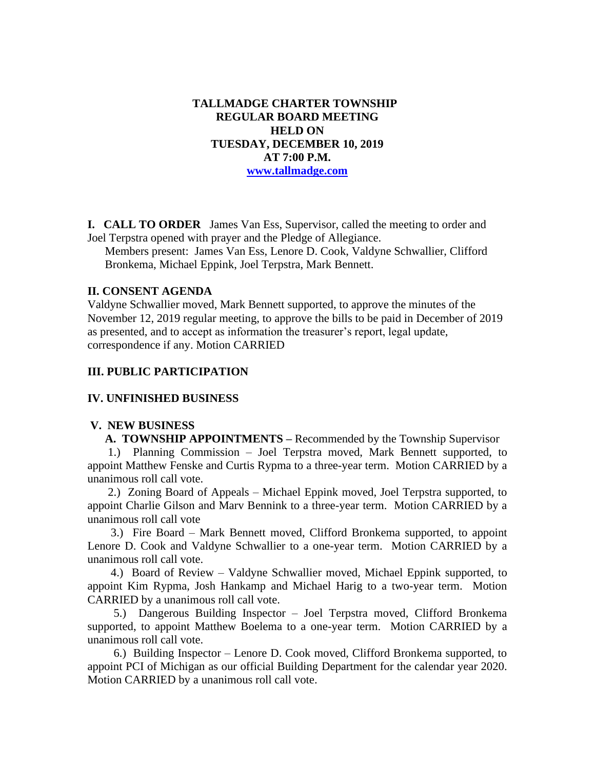# TALLMADGE CHARTER TOWNSHIP REGULAR BOARD MEETING HELD ON TUESDAY, DECEMBER 10, 2019 AT 7:00 P.M.

[www.tallmadge.com](http://www.tallmadge.com)

**I. CALL TO ORDER** James Van Ess, Supervisor, called the meeting to order and Joel Terpstra opened with prayer and the Pledge of Allegiance.

Members present: James Van Ess, Lenore D. Cook, Valdyne Schwallier, Clifford Bronkema, Michael Eppink, Joel Terpstra, Mark Bennett.

## II. CONSENT AGENDA

Valdyne Schwallier moved, Mark Bennett supported, to approve the minutes of the November 12, 2019 regular meeting, to approve the bills to be paid in December of 2019 as presented, and to accept as information the treasurer's report, legal update, correspondence if any. Motion CARRIED

## III. PUBLIC PARTICIPATION

## IV. UNFINISHED BUSINESS

## V. NEW BUSINESS

**A. TOWNSHIP APPOINTMENTS –** Recommended by the Township Supervisor

1.) Planning Commission – Joel Terpstra moved, Mark Bennett supported, to appoint Matthew Fenske and Curtis Rypma to a three-year term. Motion CARRIED by a unanimous roll call vote.

2.) Zoning Board of Appeals – Michael Eppink moved, Joel Terpstra supported, to appoint Charlie Gilson and Marv Bennink to a three-year term. Motion CARRIED by a unanimous roll call vote

3.) Fire Board – Mark Bennett moved, Clifford Bronkema supported, to appoint Lenore D. Cook and Valdyne Schwallier to a one-year term. Motion CARRIED by a unanimous roll call vote.

4.) Board of Review – Valdyne Schwallier moved, Michael Eppink supported, to appoint Kim Rypma, Josh Hankamp and Michael Harig to a two-year term. Motion CARRIED by a unanimous roll call vote.

5.) Dangerous Building Inspector – Joel Terpstra moved, Clifford Bronkema supported, to appoint Matthew Boelema to a one-year term. Motion CARRIED by a unanimous roll call vote.

6.) Building Inspector – Lenore D. Cook moved, Clifford Bronkema supported, to appoint PCI of Michigan as our official Building Department for the calendar year 2020. Motion CARRIED by a unanimous roll call vote.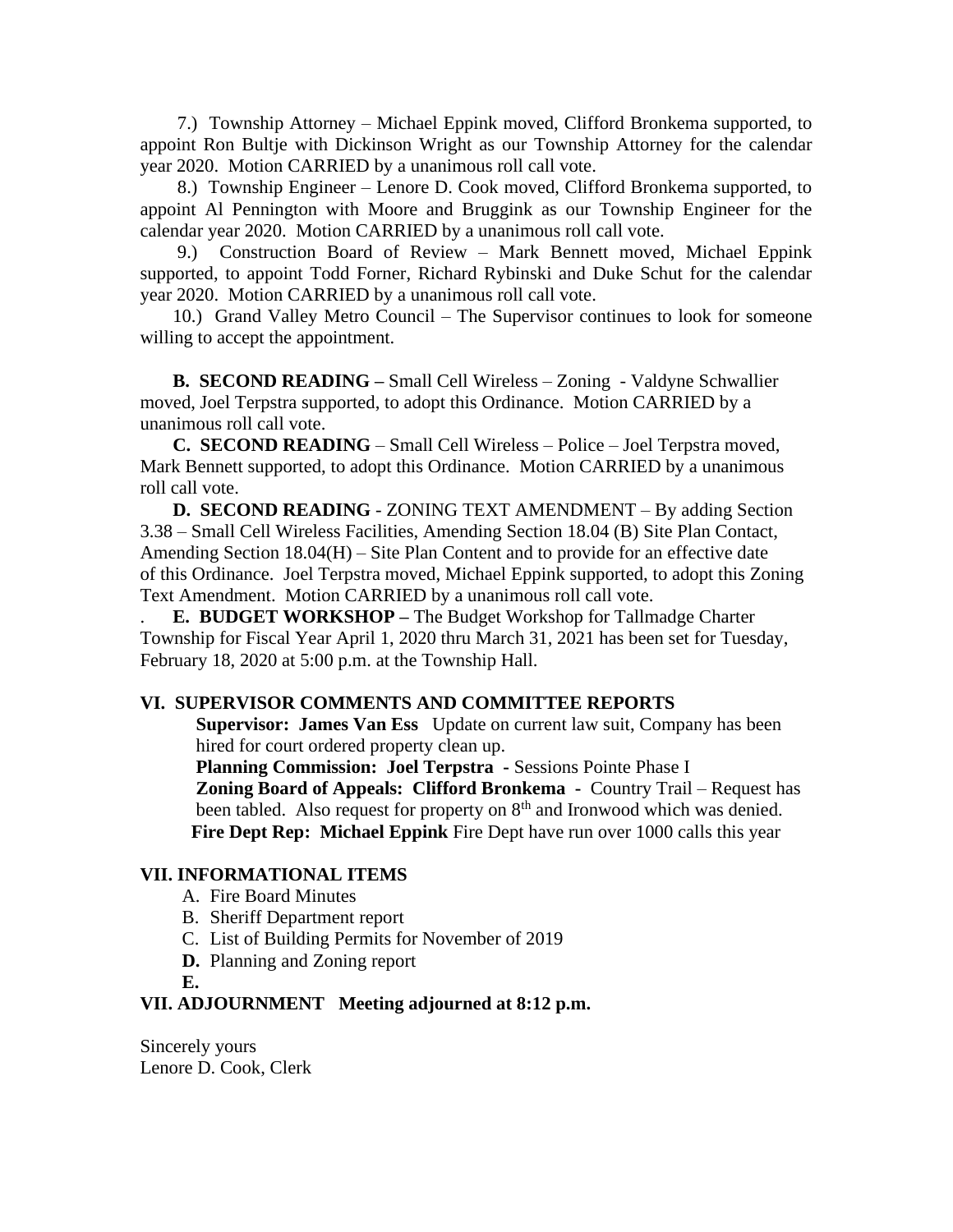7.) Township Attorney – Michael Eppink moved, Clifford Bronkema supported, to appoint Ron Bultje with Dickinson Wright as our Township Attorney for the calendar year 2020. Motion CARRIED by a unanimous roll call vote.

8.) Township Engineer – Lenore D. Cook moved, Clifford Bronkema supported, to appoint Al Pennington with Moore and Bruggink as our Township Engineer for the calendar year 2020. Motion CARRIED by a unanimous roll call vote.

9.) Construction Board of Review – Mark Bennett moved, Michael Eppink supported, to appoint Todd Forner, Richard Rybinski and Duke Schut for the calendar year 2020. Motion CARRIED by a unanimous roll call vote.

10.) Grand Valley Metro Council – The Supervisor continues to look for someone willing to accept the appointment.

**B. SECOND READING –** Small Cell Wireless – Zoning - Valdyne Schwallier moved, Joel Terpstra supported, to adopt this Ordinance. Motion CARRIED by a unanimous roll call vote.

**C. SECOND READING** – Small Cell Wireless – Police – Joel Terpstra moved, Mark Bennett supported, to adopt this Ordinance. Motion CARRIED by a unanimous roll call vote.

**D. SECOND READING** - ZONING TEXT AMENDMENT – By adding Section 3.38 – Small Cell Wireless Facilities, Amending Section 18.04 (B) Site Plan Contact, Amending Section 18.04(H) – Site Plan Content and to provide for an effective date of this Ordinance. Joel Terpstra moved, Michael Eppink supported, to adopt this Zoning Text Amendment. Motion CARRIED by a unanimous roll call vote.

. **E. BUDGET WORKSHOP –** The Budget Workshop for Tallmadge Charter Township for Fiscal Year April 1, 2020 thru March 31, 2021 has been set for Tuesday, February 18, 2020 at 5:00 p.m. at the Township Hall.

## VI. SUPERVISOR COMMENTS AND COMMITTEE REPORTS

**Supervisor: James Van Ess** Update on current law suit, Company has been hired for court ordered property clean up.

**Planning Commission: Joel Terpstra -** Sessions Pointe Phase I

**Zoning Board of Appeals: Clifford Bronkema -** Country Trail – Request has been tabled. Also request for property on 8th and Ironwood which was denied.

**Fire Dept Rep: Michael Eppink** Fire Dept have run over 1000 calls this year

## VII. INFORMATIONAL ITEMS

A. Fire Board Minutes
B. Sheriff Department report
C. List of Building Permits for November of 2019
**D.** Planning and Zoning report
**E.**

## VII. ADJOURNMENT Meeting adjourned at 8:12 p.m.

Sincerely yours
Lenore D. Cook, Clerk